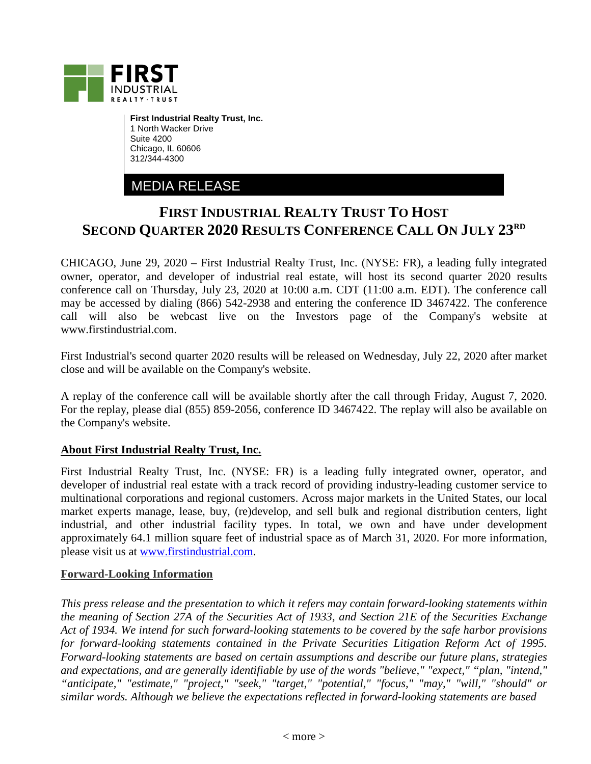**First Industrial Realty Trust, Inc.**
1 North Wacker Drive
Suite 4200
Chicago, IL 60606
312/344-4300

MEDIA RELEASE

# FIRST INDUSTRIAL REALTY TRUST TO HOST SECOND QUARTER 2020 RESULTS CONFERENCE CALL ON JULY 23RD

CHICAGO, June 29, 2020 – First Industrial Realty Trust, Inc. (NYSE: FR), a leading fully integrated owner, operator, and developer of industrial real estate, will host its second quarter 2020 results conference call on Thursday, July 23, 2020 at 10:00 a.m. CDT (11:00 a.m. EDT). The conference call may be accessed by dialing (866) 542-2938 and entering the conference ID 3467422. The conference call will also be webcast live on the Investors page of the Company's website at www.firstindustrial.com.

First Industrial's second quarter 2020 results will be released on Wednesday, July 22, 2020 after market close and will be available on the Company's website.

A replay of the conference call will be available shortly after the call through Friday, August 7, 2020. For the replay, please dial (855) 859-2056, conference ID 3467422. The replay will also be available on the Company's website.

## About First Industrial Realty Trust, Inc.

First Industrial Realty Trust, Inc. (NYSE: FR) is a leading fully integrated owner, operator, and developer of industrial real estate with a track record of providing industry-leading customer service to multinational corporations and regional customers. Across major markets in the United States, our local market experts manage, lease, buy, (re)develop, and sell bulk and regional distribution centers, light industrial, and other industrial facility types. In total, we own and have under development approximately 64.1 million square feet of industrial space as of March 31, 2020. For more information, please visit us at www.firstindustrial.com.

## Forward-Looking Information

*This press release and the presentation to which it refers may contain forward-looking statements within the meaning of Section 27A of the Securities Act of 1933, and Section 21E of the Securities Exchange Act of 1934. We intend for such forward-looking statements to be covered by the safe harbor provisions for forward-looking statements contained in the Private Securities Litigation Reform Act of 1995. Forward-looking statements are based on certain assumptions and describe our future plans, strategies and expectations, and are generally identifiable by use of the words "believe," "expect," "plan, "intend," "anticipate," "estimate," "project," "seek," "target," "potential," "focus," "may," "will," "should" or similar words. Although we believe the expectations reflected in forward-looking statements are based*

< more >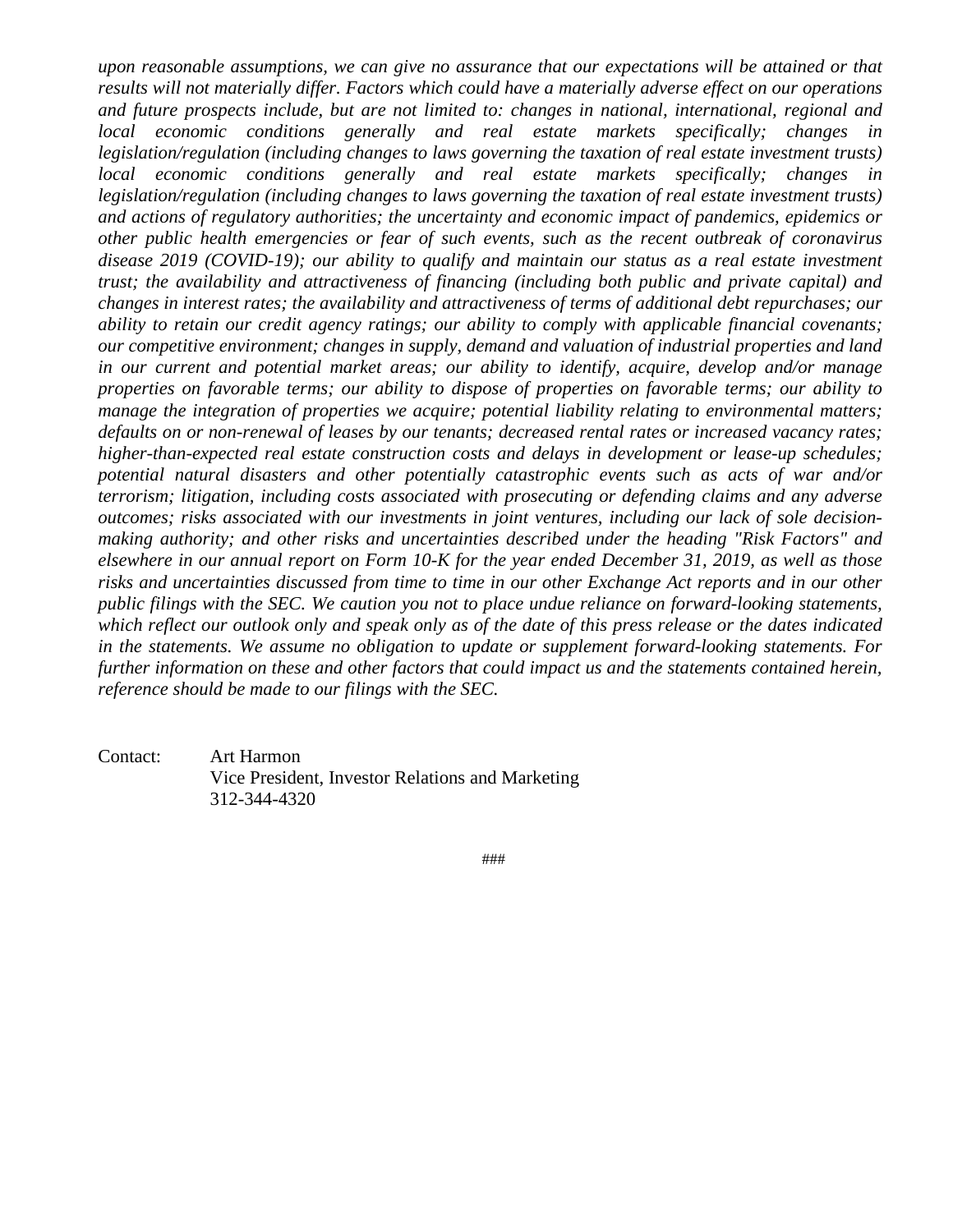*upon reasonable assumptions, we can give no assurance that our expectations will be attained or that results will not materially differ. Factors which could have a materially adverse effect on our operations and future prospects include, but are not limited to: changes in national, international, regional and local economic conditions generally and real estate markets specifically; changes in legislation/regulation (including changes to laws governing the taxation of real estate investment trusts) local economic conditions generally and real estate markets specifically; changes in legislation/regulation (including changes to laws governing the taxation of real estate investment trusts) and actions of regulatory authorities; the uncertainty and economic impact of pandemics, epidemics or other public health emergencies or fear of such events, such as the recent outbreak of coronavirus disease 2019 (COVID-19); our ability to qualify and maintain our status as a real estate investment trust; the availability and attractiveness of financing (including both public and private capital) and changes in interest rates; the availability and attractiveness of terms of additional debt repurchases; our ability to retain our credit agency ratings; our ability to comply with applicable financial covenants; our competitive environment; changes in supply, demand and valuation of industrial properties and land in our current and potential market areas; our ability to identify, acquire, develop and/or manage properties on favorable terms; our ability to dispose of properties on favorable terms; our ability to manage the integration of properties we acquire; potential liability relating to environmental matters; defaults on or non-renewal of leases by our tenants; decreased rental rates or increased vacancy rates; higher-than-expected real estate construction costs and delays in development or lease-up schedules; potential natural disasters and other potentially catastrophic events such as acts of war and/or terrorism; litigation, including costs associated with prosecuting or defending claims and any adverse outcomes; risks associated with our investments in joint ventures, including our lack of sole decision-making authority; and other risks and uncertainties described under the heading "Risk Factors" and elsewhere in our annual report on Form 10-K for the year ended December 31, 2019, as well as those risks and uncertainties discussed from time to time in our other Exchange Act reports and in our other public filings with the SEC. We caution you not to place undue reliance on forward-looking statements, which reflect our outlook only and speak only as of the date of this press release or the dates indicated in the statements. We assume no obligation to update or supplement forward-looking statements. For further information on these and other factors that could impact us and the statements contained herein, reference should be made to our filings with the SEC.*

Contact: Art Harmon
Vice President, Investor Relations and Marketing
312-344-4320

###